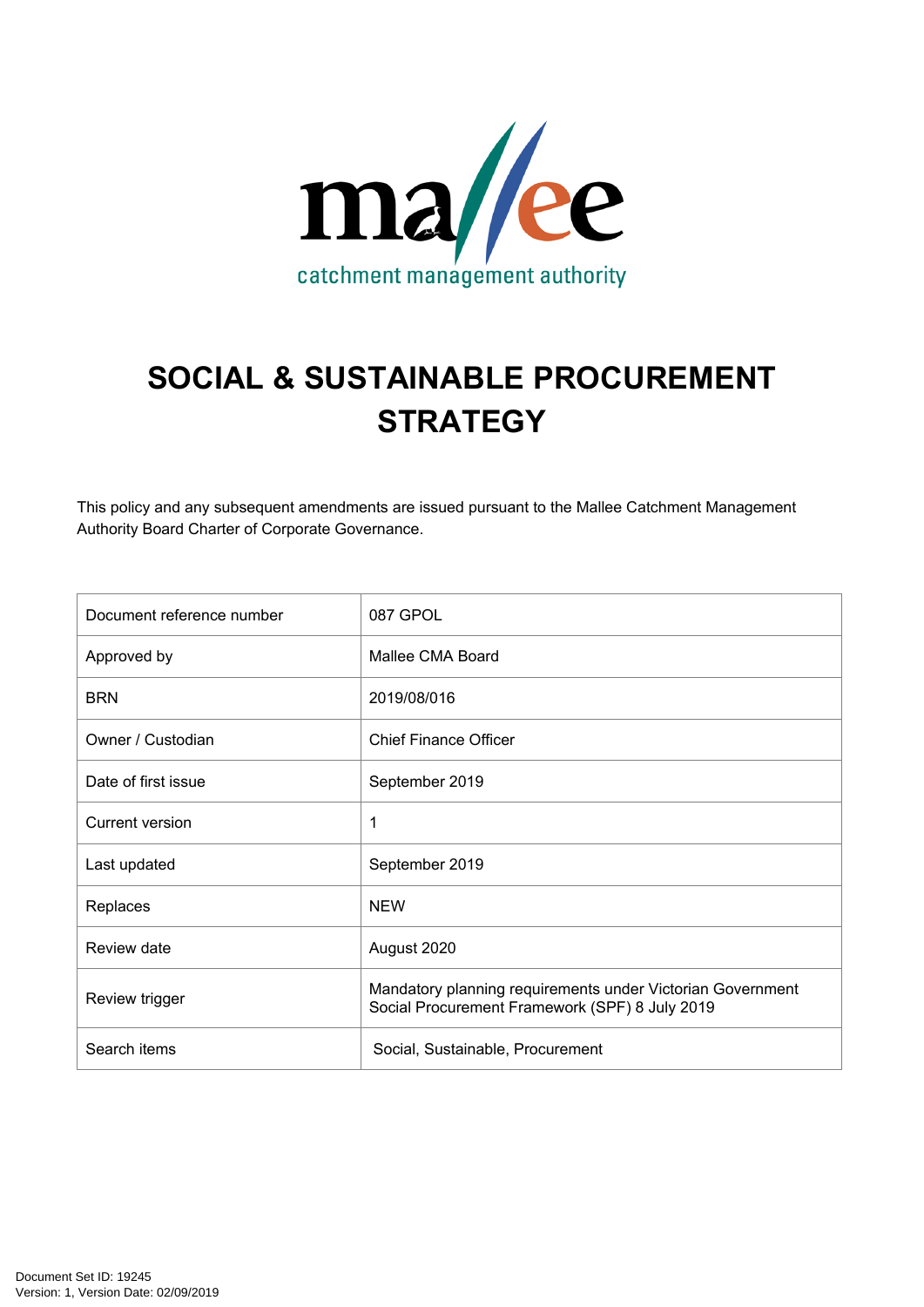mallee

catchment management authority

# SOCIAL & SUSTAINABLE PROCUREMENT STRATEGY

This policy and any subsequent amendments are issued pursuant to the Mallee Catchment Management Authority Board Charter of Corporate Governance.

| Document reference number | 087 GPOL |
|---|---|
| Approved by | Mallee CMA Board |
| BRN | 2019/08/016 |
| Owner / Custodian | Chief Finance Officer |
| Date of first issue | September 2019 |
| Current version | 1 |
| Last updated | September 2019 |
| Replaces | NEW |
| Review date | August 2020 |
| Review trigger | Mandatory planning requirements under Victorian Government Social Procurement Framework (SPF) 8 July 2019 |
| Search items | Social, Sustainable, Procurement |

Document Set ID: 19245
Version: 1, Version Date: 02/09/2019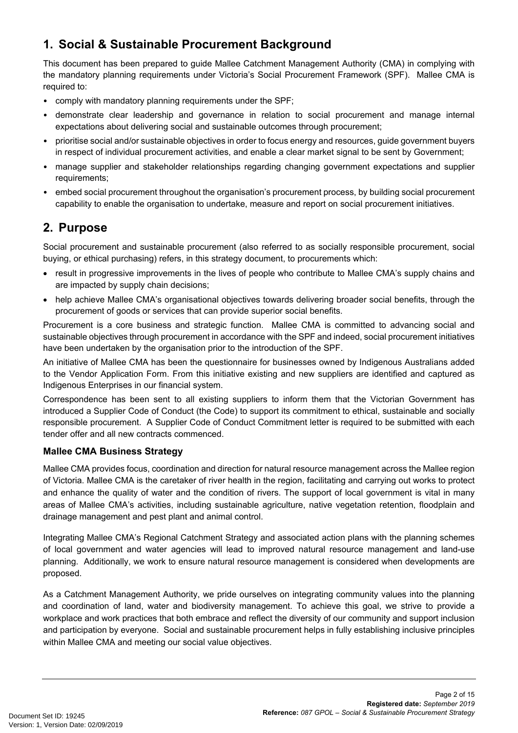## 1. Social & Sustainable Procurement Background

This document has been prepared to guide Mallee Catchment Management Authority (CMA) in complying with the mandatory planning requirements under Victoria's Social Procurement Framework (SPF). Mallee CMA is required to:

- comply with mandatory planning requirements under the SPF;
- demonstrate clear leadership and governance in relation to social procurement and manage internal expectations about delivering social and sustainable outcomes through procurement;
- prioritise social and/or sustainable objectives in order to focus energy and resources, guide government buyers in respect of individual procurement activities, and enable a clear market signal to be sent by Government;
- manage supplier and stakeholder relationships regarding changing government expectations and supplier requirements;
- embed social procurement throughout the organisation's procurement process, by building social procurement capability to enable the organisation to undertake, measure and report on social procurement initiatives.

## 2. Purpose

Social procurement and sustainable procurement (also referred to as socially responsible procurement, social buying, or ethical purchasing) refers, in this strategy document, to procurements which:

- result in progressive improvements in the lives of people who contribute to Mallee CMA's supply chains and are impacted by supply chain decisions;
- help achieve Mallee CMA's organisational objectives towards delivering broader social benefits, through the procurement of goods or services that can provide superior social benefits.

Procurement is a core business and strategic function. Mallee CMA is committed to advancing social and sustainable objectives through procurement in accordance with the SPF and indeed, social procurement initiatives have been undertaken by the organisation prior to the introduction of the SPF.

An initiative of Mallee CMA has been the questionnaire for businesses owned by Indigenous Australians added to the Vendor Application Form. From this initiative existing and new suppliers are identified and captured as Indigenous Enterprises in our financial system.

Correspondence has been sent to all existing suppliers to inform them that the Victorian Government has introduced a Supplier Code of Conduct (the Code) to support its commitment to ethical, sustainable and socially responsible procurement. A Supplier Code of Conduct Commitment letter is required to be submitted with each tender offer and all new contracts commenced.

### Mallee CMA Business Strategy

Mallee CMA provides focus, coordination and direction for natural resource management across the Mallee region of Victoria. Mallee CMA is the caretaker of river health in the region, facilitating and carrying out works to protect and enhance the quality of water and the condition of rivers. The support of local government is vital in many areas of Mallee CMA's activities, including sustainable agriculture, native vegetation retention, floodplain and drainage management and pest plant and animal control.

Integrating Mallee CMA's Regional Catchment Strategy and associated action plans with the planning schemes of local government and water agencies will lead to improved natural resource management and land-use planning. Additionally, we work to ensure natural resource management is considered when developments are proposed.

As a Catchment Management Authority, we pride ourselves on integrating community values into the planning and coordination of land, water and biodiversity management. To achieve this goal, we strive to provide a workplace and work practices that both embrace and reflect the diversity of our community and support inclusion and participation by everyone. Social and sustainable procurement helps in fully establishing inclusive principles within Mallee CMA and meeting our social value objectives.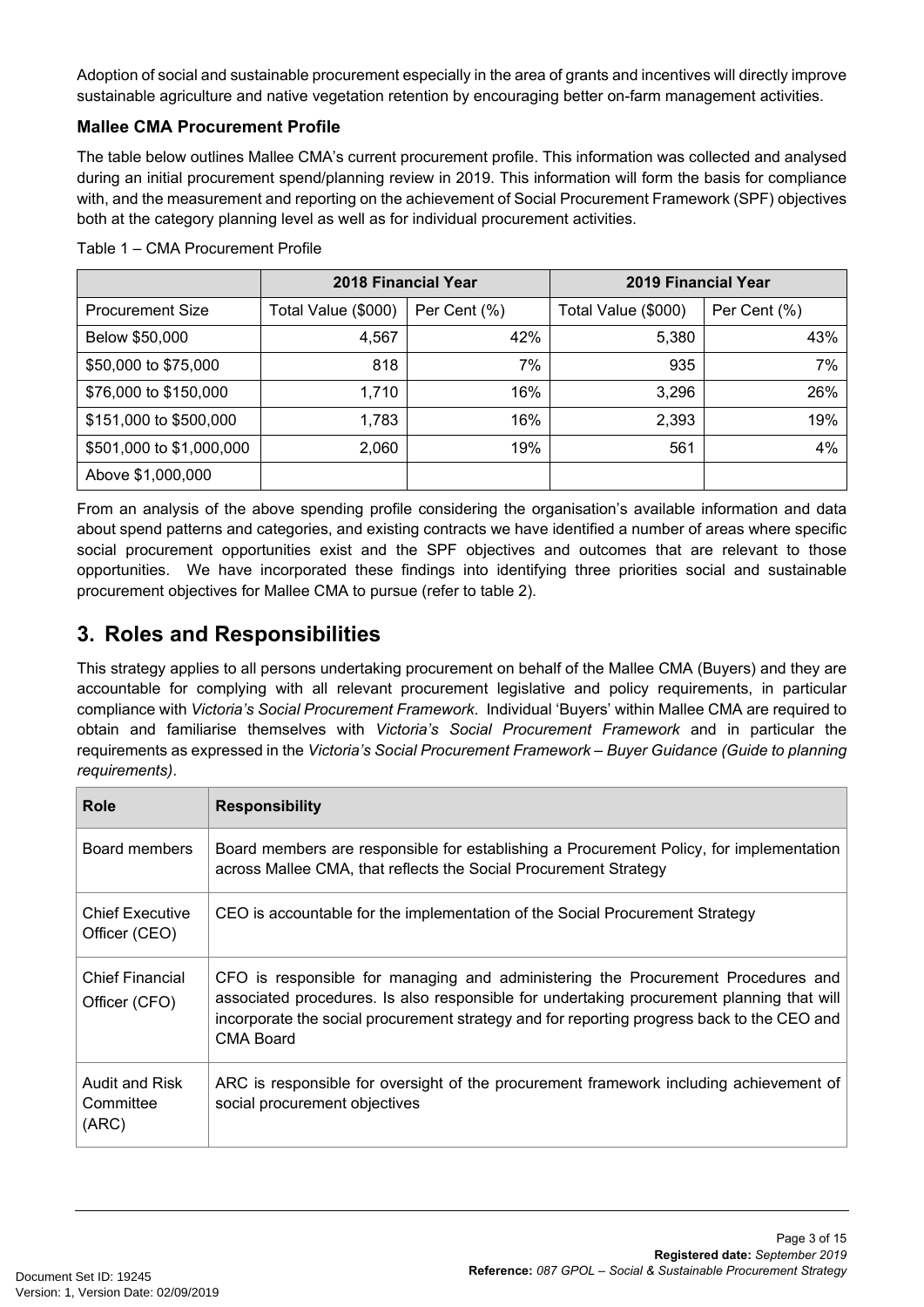Adoption of social and sustainable procurement especially in the area of grants and incentives will directly improve sustainable agriculture and native vegetation retention by encouraging better on-farm management activities.

### Mallee CMA Procurement Profile

The table below outlines Mallee CMA's current procurement profile. This information was collected and analysed during an initial procurement spend/planning review in 2019. This information will form the basis for compliance with, and the measurement and reporting on the achievement of Social Procurement Framework (SPF) objectives both at the category planning level as well as for individual procurement activities.

Table 1 – CMA Procurement Profile

| | 2018 Financial Year | | 2019 Financial Year | |
|---|---|---|---|---|
| Procurement Size | Total Value ($000) | Per Cent (%) | Total Value ($000) | Per Cent (%) |
| Below $50,000 | 4,567 | 42% | 5,380 | 43% |
| $50,000 to $75,000 | 818 | 7% | 935 | 7% |
| $76,000 to $150,000 | 1,710 | 16% | 3,296 | 26% |
| $151,000 to $500,000 | 1,783 | 16% | 2,393 | 19% |
| $501,000 to $1,000,000 | 2,060 | 19% | 561 | 4% |
| Above $1,000,000 | | | | |

From an analysis of the above spending profile considering the organisation's available information and data about spend patterns and categories, and existing contracts we have identified a number of areas where specific social procurement opportunities exist and the SPF objectives and outcomes that are relevant to those opportunities. We have incorporated these findings into identifying three priorities social and sustainable procurement objectives for Mallee CMA to pursue (refer to table 2).

## 3. Roles and Responsibilities

This strategy applies to all persons undertaking procurement on behalf of the Mallee CMA (Buyers) and they are accountable for complying with all relevant procurement legislative and policy requirements, in particular compliance with *Victoria's Social Procurement Framework*. Individual 'Buyers' within Mallee CMA are required to obtain and familiarise themselves with *Victoria's Social Procurement Framework* and in particular the requirements as expressed in the *Victoria's Social Procurement Framework – Buyer Guidance (Guide to planning requirements)*.

| Role | Responsibility |
|---|---|
| Board members | Board members are responsible for establishing a Procurement Policy, for implementation across Mallee CMA, that reflects the Social Procurement Strategy |
| Chief Executive Officer (CEO) | CEO is accountable for the implementation of the Social Procurement Strategy |
| Chief Financial Officer (CFO) | CFO is responsible for managing and administering the Procurement Procedures and associated procedures. Is also responsible for undertaking procurement planning that will incorporate the social procurement strategy and for reporting progress back to the CEO and CMA Board |
| Audit and Risk Committee (ARC) | ARC is responsible for oversight of the procurement framework including achievement of social procurement objectives |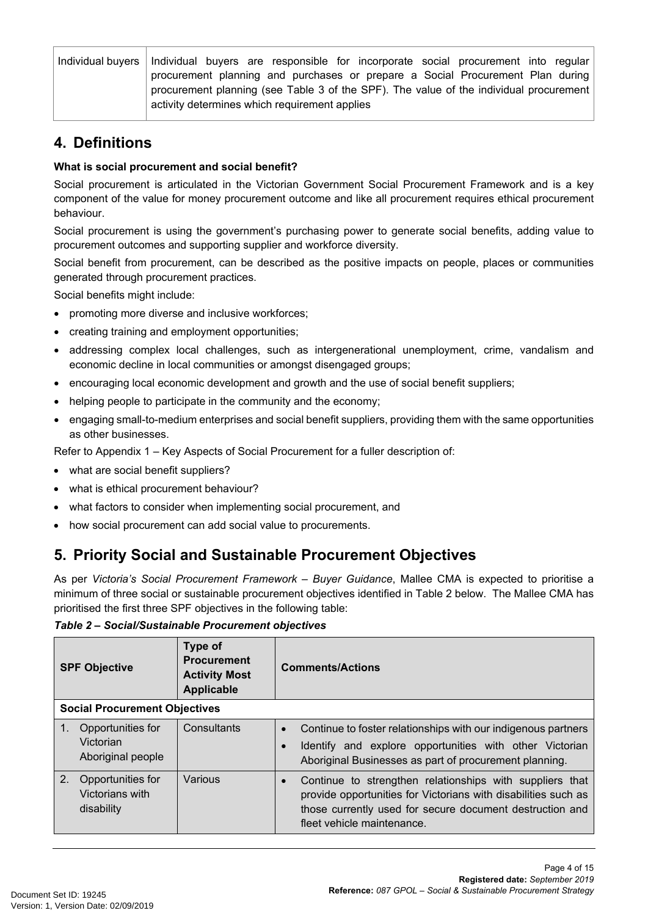| | |
|---|---|
| Individual buyers | Individual buyers are responsible for incorporate social procurement into regular procurement planning and purchases or prepare a Social Procurement Plan during procurement planning (see Table 3 of the SPF). The value of the individual procurement activity determines which requirement applies |

## 4. Definitions

**What is social procurement and social benefit?**

Social procurement is articulated in the Victorian Government Social Procurement Framework and is a key component of the value for money procurement outcome and like all procurement requires ethical procurement behaviour.

Social procurement is using the government's purchasing power to generate social benefits, adding value to procurement outcomes and supporting supplier and workforce diversity.

Social benefit from procurement, can be described as the positive impacts on people, places or communities generated through procurement practices.

Social benefits might include:

- promoting more diverse and inclusive workforces;
- creating training and employment opportunities;
- addressing complex local challenges, such as intergenerational unemployment, crime, vandalism and economic decline in local communities or amongst disengaged groups;
- encouraging local economic development and growth and the use of social benefit suppliers;
- helping people to participate in the community and the economy;
- engaging small-to-medium enterprises and social benefit suppliers, providing them with the same opportunities as other businesses.

Refer to Appendix 1 – Key Aspects of Social Procurement for a fuller description of:

- what are social benefit suppliers?
- what is ethical procurement behaviour?
- what factors to consider when implementing social procurement, and
- how social procurement can add social value to procurements.

## 5. Priority Social and Sustainable Procurement Objectives

As per *Victoria's Social Procurement Framework – Buyer Guidance*, Mallee CMA is expected to prioritise a minimum of three social or sustainable procurement objectives identified in Table 2 below. The Mallee CMA has prioritised the first three SPF objectives in the following table:

***Table 2 – Social/Sustainable Procurement objectives***

| SPF Objective | Type of Procurement Activity Most Applicable | Comments/Actions |
|---|---|---|
| **Social Procurement Objectives** | | |
| 1. Opportunities for Victorian Aboriginal people | Consultants | • Continue to foster relationships with our indigenous partners<br>• Identify and explore opportunities with other Victorian Aboriginal Businesses as part of procurement planning. |
| 2. Opportunities for Victorians with disability | Various | • Continue to strengthen relationships with suppliers that provide opportunities for Victorians with disabilities such as those currently used for secure document destruction and fleet vehicle maintenance. |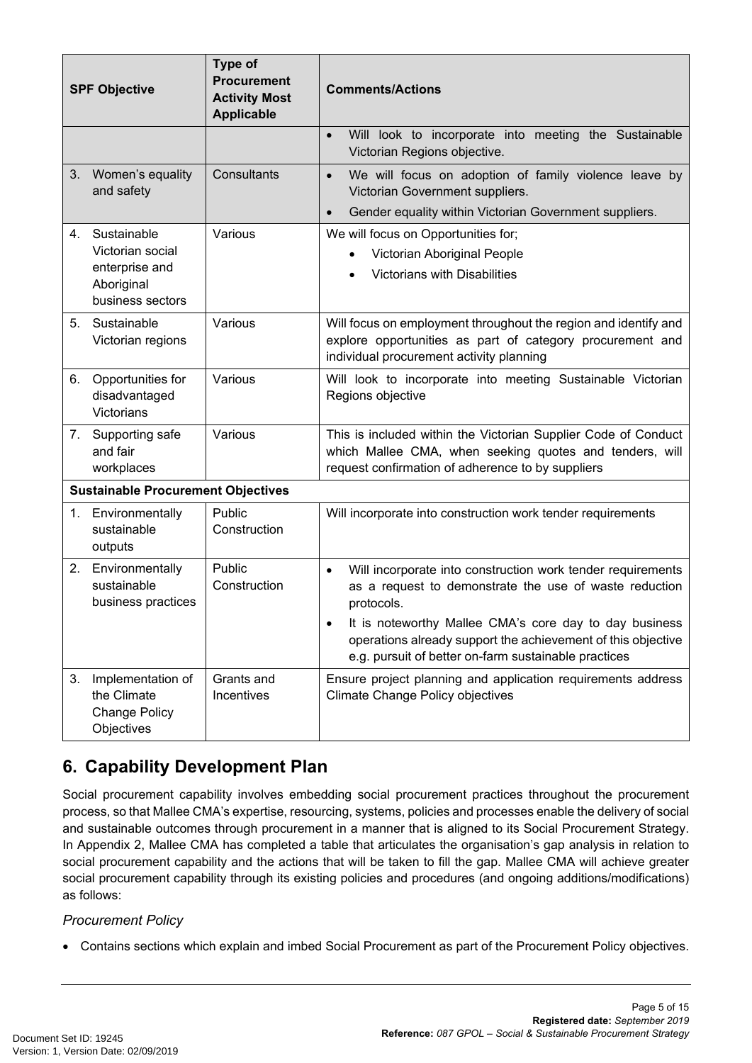| SPF Objective | Type of Procurement Activity Most Applicable | Comments/Actions |
|---|---|---|
| | | • Will look to incorporate into meeting the Sustainable Victorian Regions objective. |
| 3. Women's equality and safety | Consultants | • We will focus on adoption of family violence leave by Victorian Government suppliers.<br>• Gender equality within Victorian Government suppliers. |
| 4. Sustainable Victorian social enterprise and Aboriginal business sectors | Various | We will focus on Opportunities for;<br>• Victorian Aboriginal People<br>• Victorians with Disabilities |
| 5. Sustainable Victorian regions | Various | Will focus on employment throughout the region and identify and explore opportunities as part of category procurement and individual procurement activity planning |
| 6. Opportunities for disadvantaged Victorians | Various | Will look to incorporate into meeting Sustainable Victorian Regions objective |
| 7. Supporting safe and fair workplaces | Various | This is included within the Victorian Supplier Code of Conduct which Mallee CMA, when seeking quotes and tenders, will request confirmation of adherence to by suppliers |
| **Sustainable Procurement Objectives** | | |
| 1. Environmentally sustainable outputs | Public Construction | Will incorporate into construction work tender requirements |
| 2. Environmentally sustainable business practices | Public Construction | • Will incorporate into construction work tender requirements as a request to demonstrate the use of waste reduction protocols.<br>• It is noteworthy Mallee CMA's core day to day business operations already support the achievement of this objective e.g. pursuit of better on-farm sustainable practices |
| 3. Implementation of the Climate Change Policy Objectives | Grants and Incentives | Ensure project planning and application requirements address Climate Change Policy objectives |

## 6. Capability Development Plan

Social procurement capability involves embedding social procurement practices throughout the procurement process, so that Mallee CMA's expertise, resourcing, systems, policies and processes enable the delivery of social and sustainable outcomes through procurement in a manner that is aligned to its Social Procurement Strategy. In Appendix 2, Mallee CMA has completed a table that articulates the organisation's gap analysis in relation to social procurement capability and the actions that will be taken to fill the gap. Mallee CMA will achieve greater social procurement capability through its existing policies and procedures (and ongoing additions/modifications) as follows:

### *Procurement Policy*

- Contains sections which explain and imbed Social Procurement as part of the Procurement Policy objectives.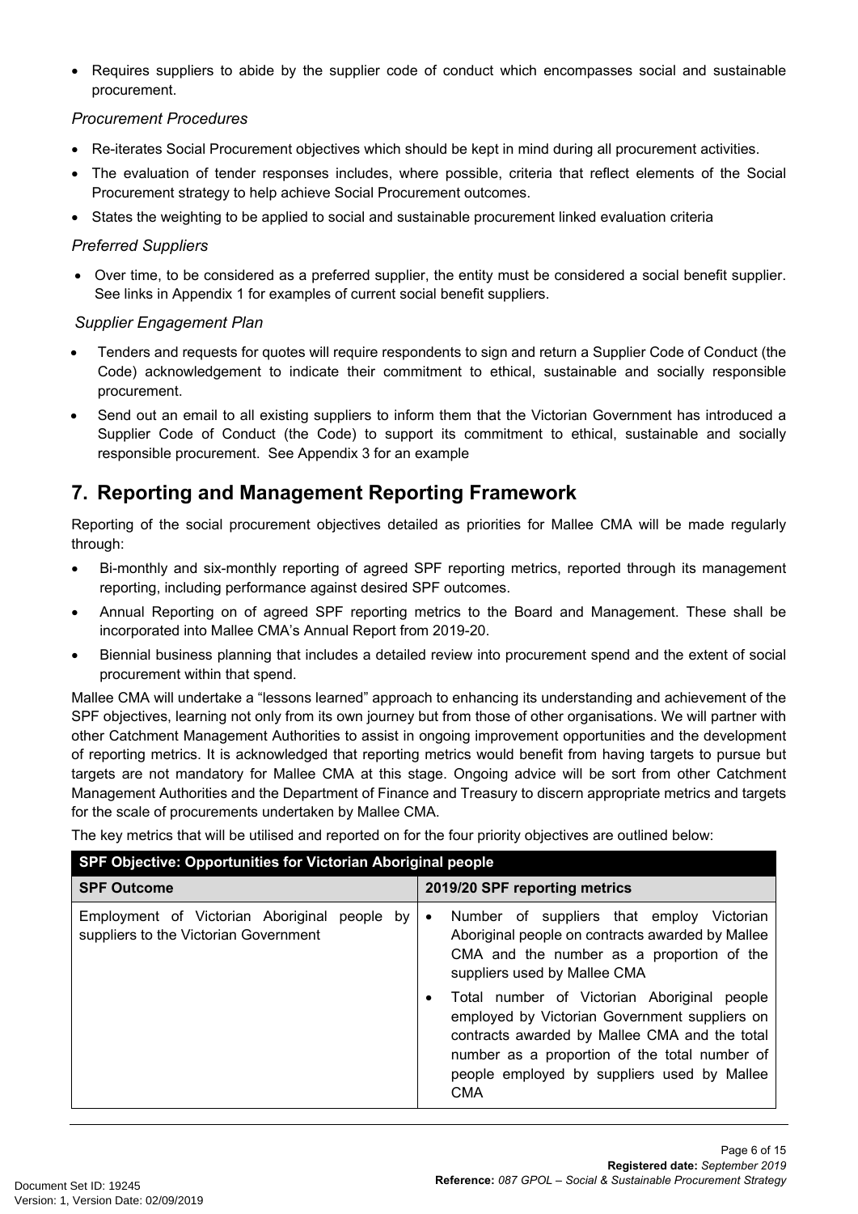- Requires suppliers to abide by the supplier code of conduct which encompasses social and sustainable procurement.

*Procurement Procedures*

- Re-iterates Social Procurement objectives which should be kept in mind during all procurement activities.
- The evaluation of tender responses includes, where possible, criteria that reflect elements of the Social Procurement strategy to help achieve Social Procurement outcomes.
- States the weighting to be applied to social and sustainable procurement linked evaluation criteria

*Preferred Suppliers*

- Over time, to be considered as a preferred supplier, the entity must be considered a social benefit supplier. See links in Appendix 1 for examples of current social benefit suppliers.

*Supplier Engagement Plan*

- Tenders and requests for quotes will require respondents to sign and return a Supplier Code of Conduct (the Code) acknowledgement to indicate their commitment to ethical, sustainable and socially responsible procurement.
- Send out an email to all existing suppliers to inform them that the Victorian Government has introduced a Supplier Code of Conduct (the Code) to support its commitment to ethical, sustainable and socially responsible procurement. See Appendix 3 for an example

## 7. Reporting and Management Reporting Framework

Reporting of the social procurement objectives detailed as priorities for Mallee CMA will be made regularly through:

- Bi-monthly and six-monthly reporting of agreed SPF reporting metrics, reported through its management reporting, including performance against desired SPF outcomes.
- Annual Reporting on of agreed SPF reporting metrics to the Board and Management. These shall be incorporated into Mallee CMA's Annual Report from 2019-20.
- Biennial business planning that includes a detailed review into procurement spend and the extent of social procurement within that spend.

Mallee CMA will undertake a "lessons learned" approach to enhancing its understanding and achievement of the SPF objectives, learning not only from its own journey but from those of other organisations. We will partner with other Catchment Management Authorities to assist in ongoing improvement opportunities and the development of reporting metrics. It is acknowledged that reporting metrics would benefit from having targets to pursue but targets are not mandatory for Mallee CMA at this stage. Ongoing advice will be sort from other Catchment Management Authorities and the Department of Finance and Treasury to discern appropriate metrics and targets for the scale of procurements undertaken by Mallee CMA.

The key metrics that will be utilised and reported on for the four priority objectives are outlined below:

| **SPF Objective: Opportunities for Victorian Aboriginal people** | |
|---|---|
| **SPF Outcome** | **2019/20 SPF reporting metrics** |
| Employment of Victorian Aboriginal people by suppliers to the Victorian Government | • Number of suppliers that employ Victorian Aboriginal people on contracts awarded by Mallee CMA and the number as a proportion of the suppliers used by Mallee CMA<br>• Total number of Victorian Aboriginal people employed by Victorian Government suppliers on contracts awarded by Mallee CMA and the total number as a proportion of the total number of people employed by suppliers used by Mallee CMA |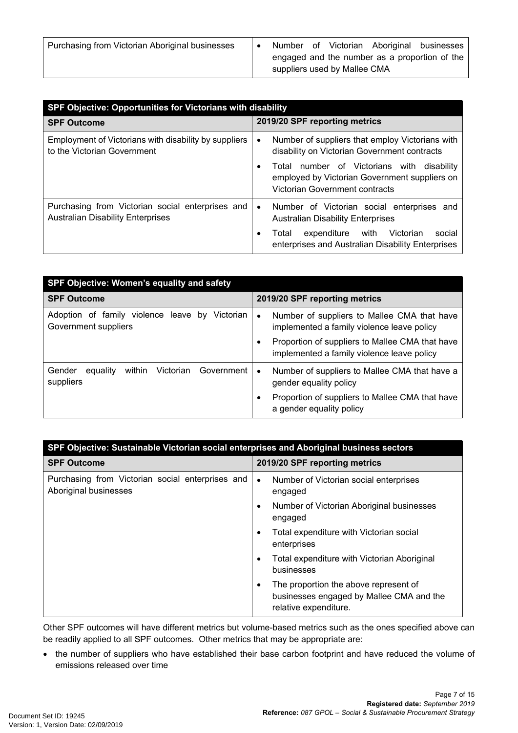| Purchasing from Victorian Aboriginal businesses | • Number of Victorian Aboriginal businesses engaged and the number as a proportion of the suppliers used by Mallee CMA |
|---|---|

| SPF Objective: Opportunities for Victorians with disability | |
|---|---|
| **SPF Outcome** | **2019/20 SPF reporting metrics** |
| Employment of Victorians with disability by suppliers to the Victorian Government | • Number of suppliers that employ Victorians with disability on Victorian Government contracts<br>• Total number of Victorians with disability employed by Victorian Government suppliers on Victorian Government contracts |
| Purchasing from Victorian social enterprises and Australian Disability Enterprises | • Number of Victorian social enterprises and Australian Disability Enterprises<br>• Total expenditure with Victorian social enterprises and Australian Disability Enterprises |

| SPF Objective: Women's equality and safety | |
|---|---|
| **SPF Outcome** | **2019/20 SPF reporting metrics** |
| Adoption of family violence leave by Victorian Government suppliers | • Number of suppliers to Mallee CMA that have implemented a family violence leave policy<br>• Proportion of suppliers to Mallee CMA that have implemented a family violence leave policy |
| Gender equality within Victorian Government suppliers | • Number of suppliers to Mallee CMA that have a gender equality policy<br>• Proportion of suppliers to Mallee CMA that have a gender equality policy |

| SPF Objective: Sustainable Victorian social enterprises and Aboriginal business sectors | |
|---|---|
| **SPF Outcome** | **2019/20 SPF reporting metrics** |
| Purchasing from Victorian social enterprises and Aboriginal businesses | • Number of Victorian social enterprises engaged<br>• Number of Victorian Aboriginal businesses engaged<br>• Total expenditure with Victorian social enterprises<br>• Total expenditure with Victorian Aboriginal businesses<br>• The proportion the above represent of businesses engaged by Mallee CMA and the relative expenditure. |

Other SPF outcomes will have different metrics but volume-based metrics such as the ones specified above can be readily applied to all SPF outcomes. Other metrics that may be appropriate are:

- the number of suppliers who have established their base carbon footprint and have reduced the volume of emissions released over time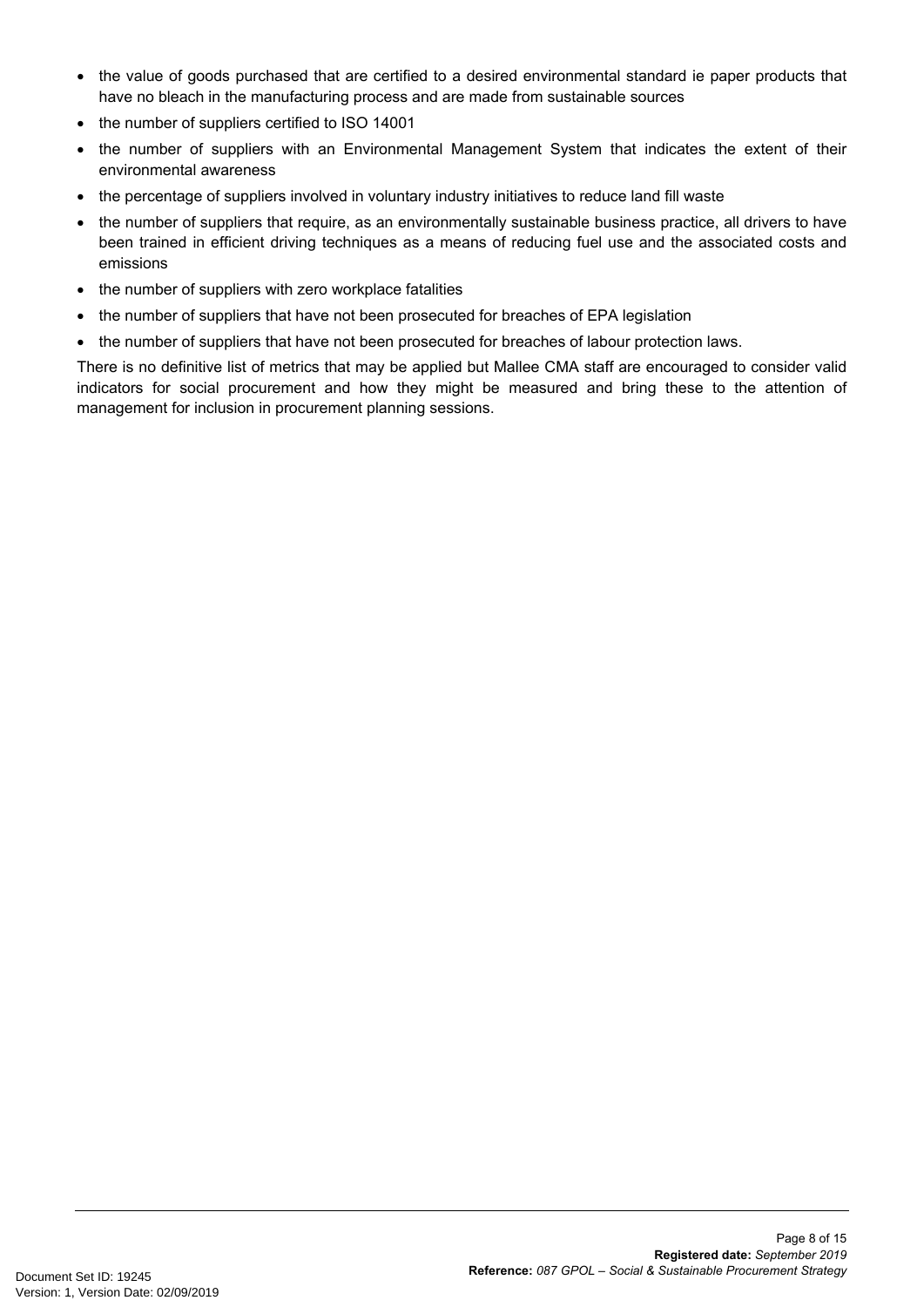- the value of goods purchased that are certified to a desired environmental standard ie paper products that have no bleach in the manufacturing process and are made from sustainable sources
- the number of suppliers certified to ISO 14001
- the number of suppliers with an Environmental Management System that indicates the extent of their environmental awareness
- the percentage of suppliers involved in voluntary industry initiatives to reduce land fill waste
- the number of suppliers that require, as an environmentally sustainable business practice, all drivers to have been trained in efficient driving techniques as a means of reducing fuel use and the associated costs and emissions
- the number of suppliers with zero workplace fatalities
- the number of suppliers that have not been prosecuted for breaches of EPA legislation
- the number of suppliers that have not been prosecuted for breaches of labour protection laws.

There is no definitive list of metrics that may be applied but Mallee CMA staff are encouraged to consider valid indicators for social procurement and how they might be measured and bring these to the attention of management for inclusion in procurement planning sessions.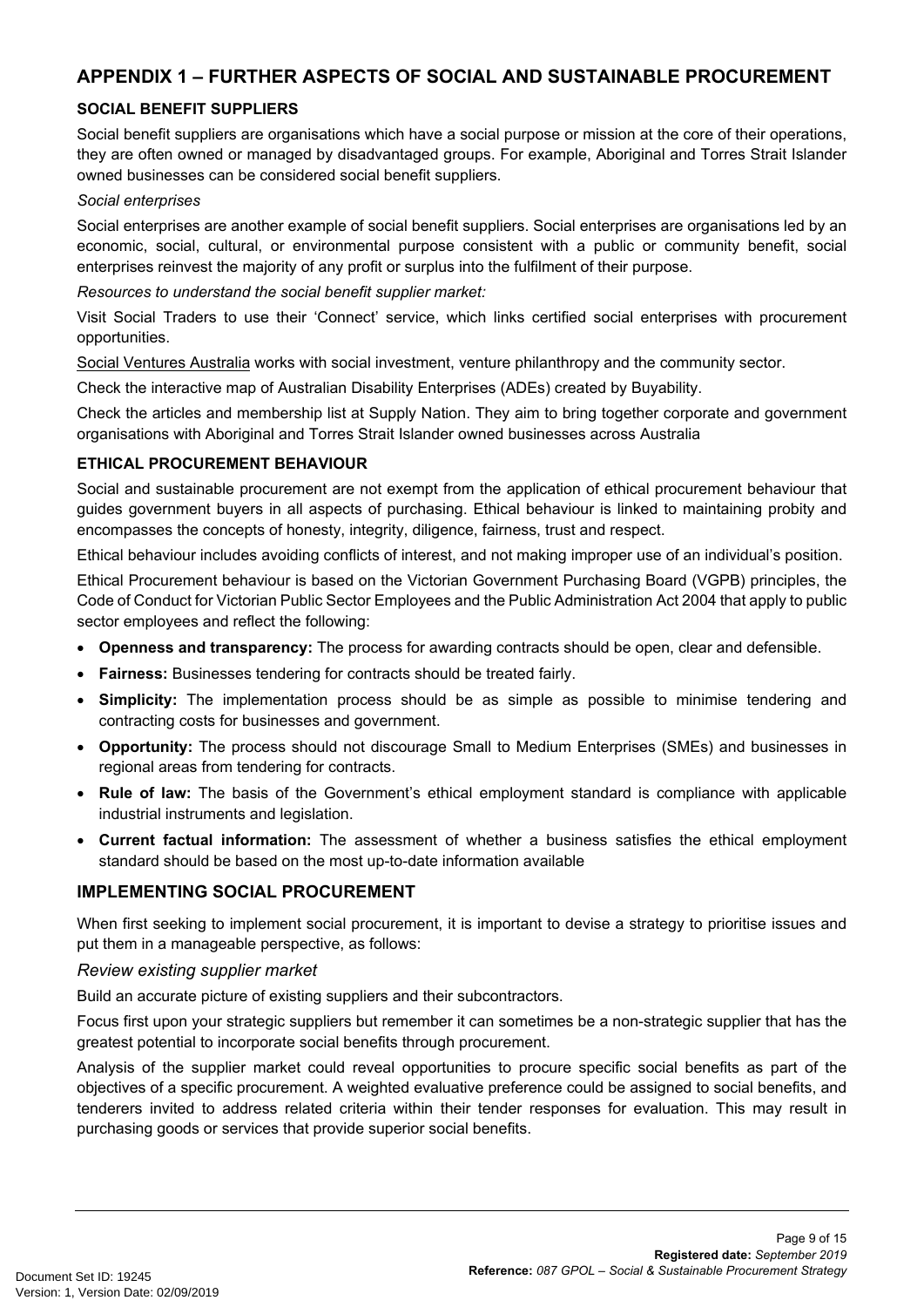## APPENDIX 1 – FURTHER ASPECTS OF SOCIAL AND SUSTAINABLE PROCUREMENT

### SOCIAL BENEFIT SUPPLIERS

Social benefit suppliers are organisations which have a social purpose or mission at the core of their operations, they are often owned or managed by disadvantaged groups. For example, Aboriginal and Torres Strait Islander owned businesses can be considered social benefit suppliers.

*Social enterprises*

Social enterprises are another example of social benefit suppliers. Social enterprises are organisations led by an economic, social, cultural, or environmental purpose consistent with a public or community benefit, social enterprises reinvest the majority of any profit or surplus into the fulfilment of their purpose.

*Resources to understand the social benefit supplier market:*

Visit Social Traders to use their 'Connect' service, which links certified social enterprises with procurement opportunities.

Social Ventures Australia works with social investment, venture philanthropy and the community sector.

Check the interactive map of Australian Disability Enterprises (ADEs) created by Buyability.

Check the articles and membership list at Supply Nation. They aim to bring together corporate and government organisations with Aboriginal and Torres Strait Islander owned businesses across Australia

### ETHICAL PROCUREMENT BEHAVIOUR

Social and sustainable procurement are not exempt from the application of ethical procurement behaviour that guides government buyers in all aspects of purchasing. Ethical behaviour is linked to maintaining probity and encompasses the concepts of honesty, integrity, diligence, fairness, trust and respect.

Ethical behaviour includes avoiding conflicts of interest, and not making improper use of an individual's position.

Ethical Procurement behaviour is based on the Victorian Government Purchasing Board (VGPB) principles, the Code of Conduct for Victorian Public Sector Employees and the Public Administration Act 2004 that apply to public sector employees and reflect the following:

- **Openness and transparency:** The process for awarding contracts should be open, clear and defensible.
- **Fairness:** Businesses tendering for contracts should be treated fairly.
- **Simplicity:** The implementation process should be as simple as possible to minimise tendering and contracting costs for businesses and government.
- **Opportunity:** The process should not discourage Small to Medium Enterprises (SMEs) and businesses in regional areas from tendering for contracts.
- **Rule of law:** The basis of the Government's ethical employment standard is compliance with applicable industrial instruments and legislation.
- **Current factual information:** The assessment of whether a business satisfies the ethical employment standard should be based on the most up-to-date information available

## IMPLEMENTING SOCIAL PROCUREMENT

When first seeking to implement social procurement, it is important to devise a strategy to prioritise issues and put them in a manageable perspective, as follows:

*Review existing supplier market*

Build an accurate picture of existing suppliers and their subcontractors.

Focus first upon your strategic suppliers but remember it can sometimes be a non-strategic supplier that has the greatest potential to incorporate social benefits through procurement.

Analysis of the supplier market could reveal opportunities to procure specific social benefits as part of the objectives of a specific procurement. A weighted evaluative preference could be assigned to social benefits, and tenderers invited to address related criteria within their tender responses for evaluation. This may result in purchasing goods or services that provide superior social benefits.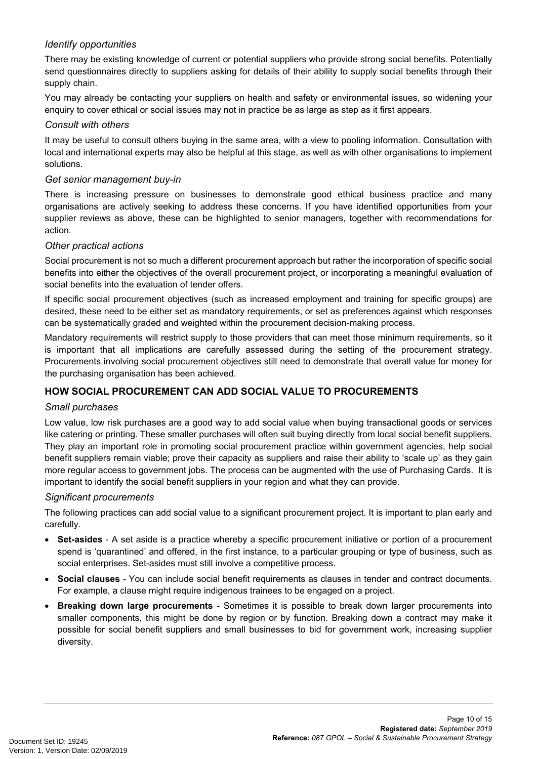*Identify opportunities*

There may be existing knowledge of current or potential suppliers who provide strong social benefits. Potentially send questionnaires directly to suppliers asking for details of their ability to supply social benefits through their supply chain.

You may already be contacting your suppliers on health and safety or environmental issues, so widening your enquiry to cover ethical or social issues may not in practice be as large as step as it first appears.

*Consult with others*

It may be useful to consult others buying in the same area, with a view to pooling information. Consultation with local and international experts may also be helpful at this stage, as well as with other organisations to implement solutions.

*Get senior management buy-in*

There is increasing pressure on businesses to demonstrate good ethical business practice and many organisations are actively seeking to address these concerns. If you have identified opportunities from your supplier reviews as above, these can be highlighted to senior managers, together with recommendations for action.

*Other practical actions*

Social procurement is not so much a different procurement approach but rather the incorporation of specific social benefits into either the objectives of the overall procurement project, or incorporating a meaningful evaluation of social benefits into the evaluation of tender offers.

If specific social procurement objectives (such as increased employment and training for specific groups) are desired, these need to be either set as mandatory requirements, or set as preferences against which responses can be systematically graded and weighted within the procurement decision-making process.

Mandatory requirements will restrict supply to those providers that can meet those minimum requirements, so it is important that all implications are carefully assessed during the setting of the procurement strategy. Procurements involving social procurement objectives still need to demonstrate that overall value for money for the purchasing organisation has been achieved.

## HOW SOCIAL PROCUREMENT CAN ADD SOCIAL VALUE TO PROCUREMENTS

*Small purchases*

Low value, low risk purchases are a good way to add social value when buying transactional goods or services like catering or printing. These smaller purchases will often suit buying directly from local social benefit suppliers. They play an important role in promoting social procurement practice within government agencies, help social benefit suppliers remain viable; prove their capacity as suppliers and raise their ability to 'scale up' as they gain more regular access to government jobs. The process can be augmented with the use of Purchasing Cards. It is important to identify the social benefit suppliers in your region and what they can provide.

*Significant procurements*

The following practices can add social value to a significant procurement project. It is important to plan early and carefully.

- **Set-asides** - A set aside is a practice whereby a specific procurement initiative or portion of a procurement spend is 'quarantined' and offered, in the first instance, to a particular grouping or type of business, such as social enterprises. Set-asides must still involve a competitive process.
- **Social clauses** - You can include social benefit requirements as clauses in tender and contract documents. For example, a clause might require indigenous trainees to be engaged on a project.
- **Breaking down large procurements** - Sometimes it is possible to break down larger procurements into smaller components, this might be done by region or by function. Breaking down a contract may make it possible for social benefit suppliers and small businesses to bid for government work, increasing supplier diversity.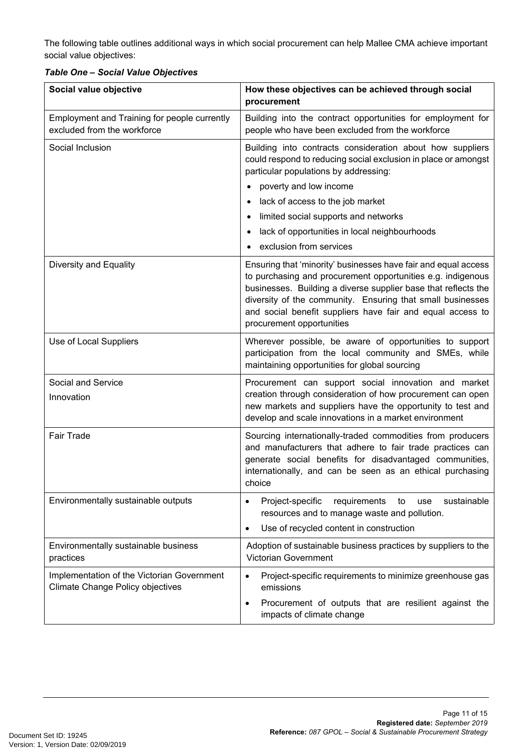The following table outlines additional ways in which social procurement can help Mallee CMA achieve important social value objectives:

***Table One – Social Value Objectives***

| Social value objective | How these objectives can be achieved through social procurement |
|---|---|
| Employment and Training for people currently excluded from the workforce | Building into the contract opportunities for employment for people who have been excluded from the workforce |
| Social Inclusion | Building into contracts consideration about how suppliers could respond to reducing social exclusion in place or amongst particular populations by addressing: <br>• poverty and low income <br>• lack of access to the job market <br>• limited social supports and networks <br>• lack of opportunities in local neighbourhoods <br>• exclusion from services |
| Diversity and Equality | Ensuring that 'minority' businesses have fair and equal access to purchasing and procurement opportunities e.g. indigenous businesses. Building a diverse supplier base that reflects the diversity of the community. Ensuring that small businesses and social benefit suppliers have fair and equal access to procurement opportunities |
| Use of Local Suppliers | Wherever possible, be aware of opportunities to support participation from the local community and SMEs, while maintaining opportunities for global sourcing |
| Social and Service Innovation | Procurement can support social innovation and market creation through consideration of how procurement can open new markets and suppliers have the opportunity to test and develop and scale innovations in a market environment |
| Fair Trade | Sourcing internationally-traded commodities from producers and manufacturers that adhere to fair trade practices can generate social benefits for disadvantaged communities, internationally, and can be seen as an ethical purchasing choice |
| Environmentally sustainable outputs | • Project-specific requirements to use sustainable resources and to manage waste and pollution. <br>• Use of recycled content in construction |
| Environmentally sustainable business practices | Adoption of sustainable business practices by suppliers to the Victorian Government |
| Implementation of the Victorian Government Climate Change Policy objectives | • Project-specific requirements to minimize greenhouse gas emissions <br>• Procurement of outputs that are resilient against the impacts of climate change |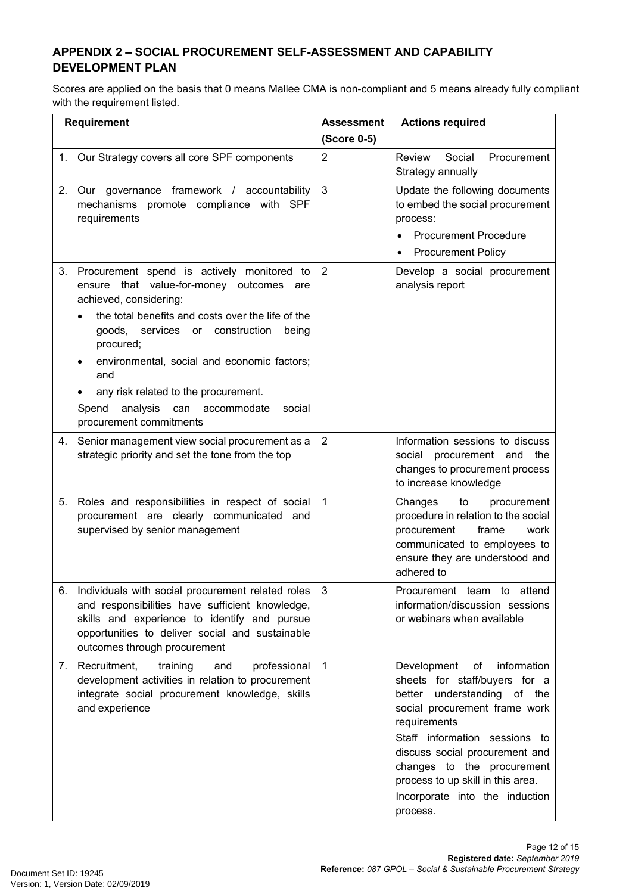## APPENDIX 2 – SOCIAL PROCUREMENT SELF-ASSESSMENT AND CAPABILITY DEVELOPMENT PLAN

Scores are applied on the basis that 0 means Mallee CMA is non-compliant and 5 means already fully compliant with the requirement listed.

| Requirement | Assessment (Score 0-5) | Actions required |
|---|---|---|
| 1. Our Strategy covers all core SPF components | 2 | Review Social Procurement Strategy annually |
| 2. Our governance framework / accountability mechanisms promote compliance with SPF requirements | 3 | Update the following documents to embed the social procurement process:<br>• Procurement Procedure<br>• Procurement Policy |
| 3. Procurement spend is actively monitored to ensure that value-for-money outcomes are achieved, considering:<br>• the total benefits and costs over the life of the goods, services or construction being procured;<br>• environmental, social and economic factors; and<br>• any risk related to the procurement.<br>Spend analysis can accommodate social procurement commitments | 2 | Develop a social procurement analysis report |
| 4. Senior management view social procurement as a strategic priority and set the tone from the top | 2 | Information sessions to discuss social procurement and the changes to procurement process to increase knowledge |
| 5. Roles and responsibilities in respect of social procurement are clearly communicated and supervised by senior management | 1 | Changes to procurement procedure in relation to the social procurement frame work communicated to employees to ensure they are understood and adhered to |
| 6. Individuals with social procurement related roles and responsibilities have sufficient knowledge, skills and experience to identify and pursue opportunities to deliver social and sustainable outcomes through procurement | 3 | Procurement team to attend information/discussion sessions or webinars when available |
| 7. Recruitment, training and professional development activities in relation to procurement integrate social procurement knowledge, skills and experience | 1 | Development of information sheets for staff/buyers for a better understanding of the social procurement frame work requirements<br>Staff information sessions to discuss social procurement and changes to the procurement process to up skill in this area.<br>Incorporate into the induction process. |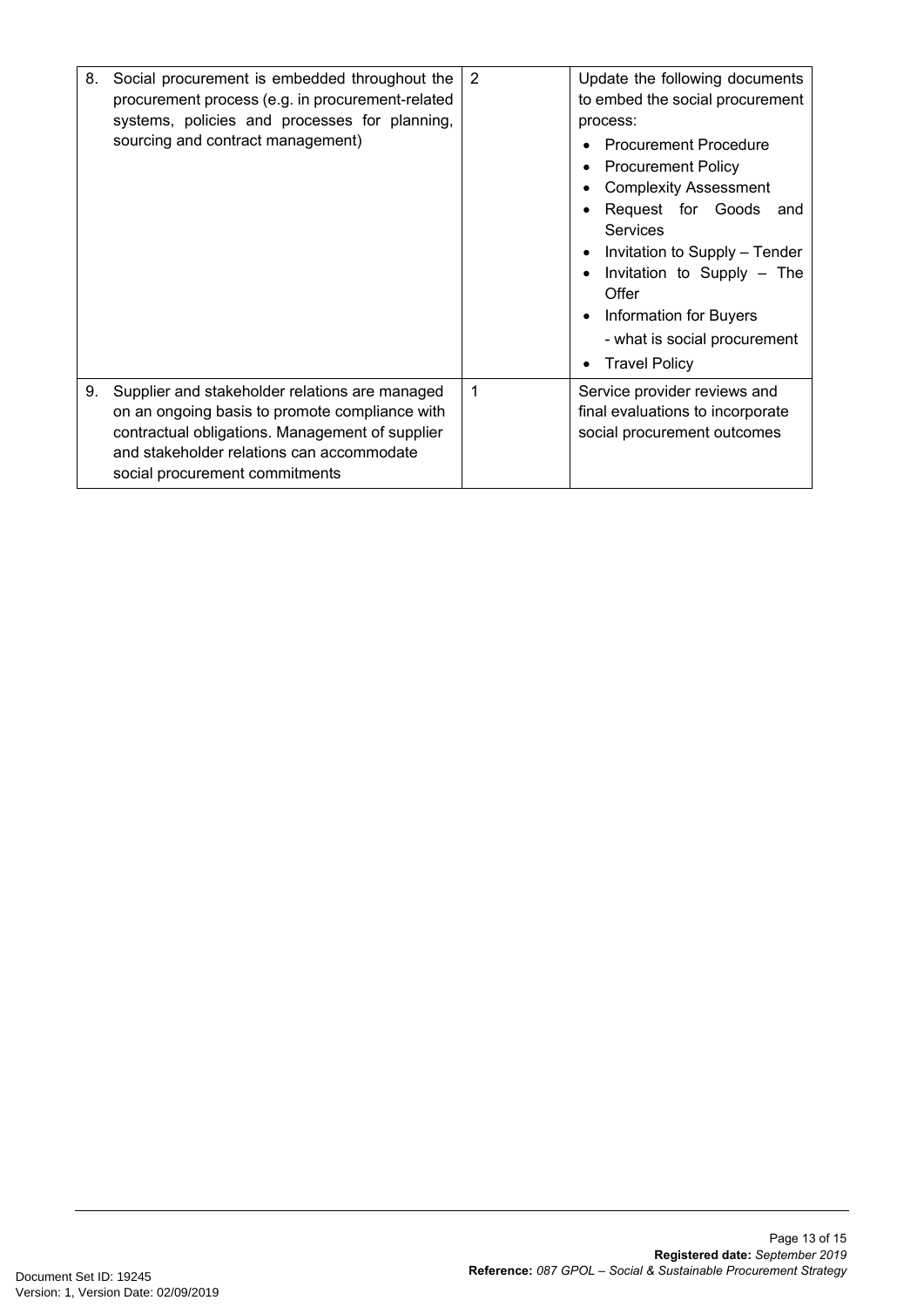| | | |
|---|---|---|
| 8. Social procurement is embedded throughout the procurement process (e.g. in procurement-related systems, policies and processes for planning, sourcing and contract management) | 2 | Update the following documents to embed the social procurement process:<br>• Procurement Procedure<br>• Procurement Policy<br>• Complexity Assessment<br>• Request for Goods and Services<br>• Invitation to Supply – Tender<br>• Invitation to Supply – The Offer<br>• Information for Buyers<br>- what is social procurement<br>• Travel Policy |
| 9. Supplier and stakeholder relations are managed on an ongoing basis to promote compliance with contractual obligations. Management of supplier and stakeholder relations can accommodate social procurement commitments | 1 | Service provider reviews and final evaluations to incorporate social procurement outcomes |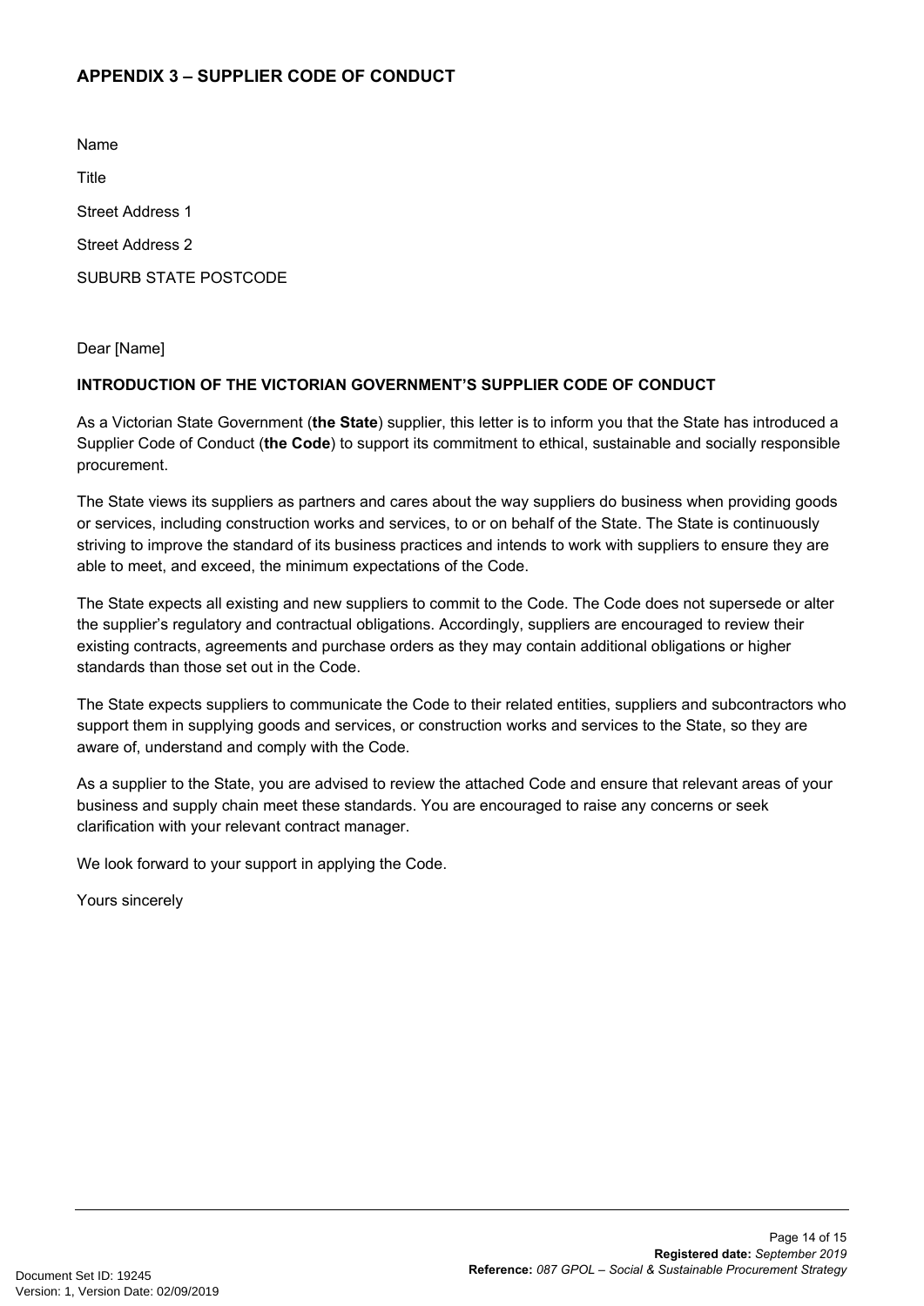## APPENDIX 3 – SUPPLIER CODE OF CONDUCT

Name

Title

Street Address 1

Street Address 2

SUBURB STATE POSTCODE

Dear [Name]

**INTRODUCTION OF THE VICTORIAN GOVERNMENT'S SUPPLIER CODE OF CONDUCT**

As a Victorian State Government (**the State**) supplier, this letter is to inform you that the State has introduced a Supplier Code of Conduct (**the Code**) to support its commitment to ethical, sustainable and socially responsible procurement.

The State views its suppliers as partners and cares about the way suppliers do business when providing goods or services, including construction works and services, to or on behalf of the State. The State is continuously striving to improve the standard of its business practices and intends to work with suppliers to ensure they are able to meet, and exceed, the minimum expectations of the Code.

The State expects all existing and new suppliers to commit to the Code. The Code does not supersede or alter the supplier's regulatory and contractual obligations. Accordingly, suppliers are encouraged to review their existing contracts, agreements and purchase orders as they may contain additional obligations or higher standards than those set out in the Code.

The State expects suppliers to communicate the Code to their related entities, suppliers and subcontractors who support them in supplying goods and services, or construction works and services to the State, so they are aware of, understand and comply with the Code.

As a supplier to the State, you are advised to review the attached Code and ensure that relevant areas of your business and supply chain meet these standards. You are encouraged to raise any concerns or seek clarification with your relevant contract manager.

We look forward to your support in applying the Code.

Yours sincerely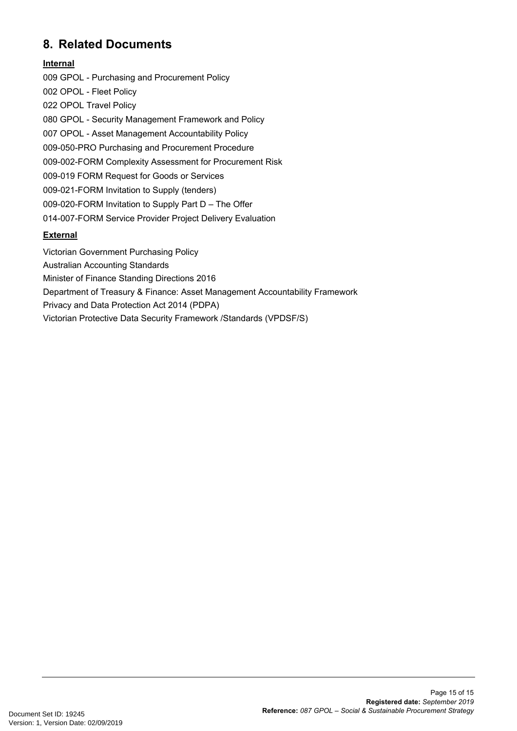## 8. Related Documents

**Internal**

009 GPOL - Purchasing and Procurement Policy
002 OPOL - Fleet Policy
022 OPOL Travel Policy
080 GPOL - Security Management Framework and Policy
007 OPOL - Asset Management Accountability Policy
009-050-PRO Purchasing and Procurement Procedure
009-002-FORM Complexity Assessment for Procurement Risk
009-019 FORM Request for Goods or Services
009-021-FORM Invitation to Supply (tenders)
009-020-FORM Invitation to Supply Part D – The Offer
014-007-FORM Service Provider Project Delivery Evaluation

**External**

Victorian Government Purchasing Policy
Australian Accounting Standards
Minister of Finance Standing Directions 2016
Department of Treasury & Finance: Asset Management Accountability Framework
Privacy and Data Protection Act 2014 (PDPA)
Victorian Protective Data Security Framework /Standards (VPDSF/S)